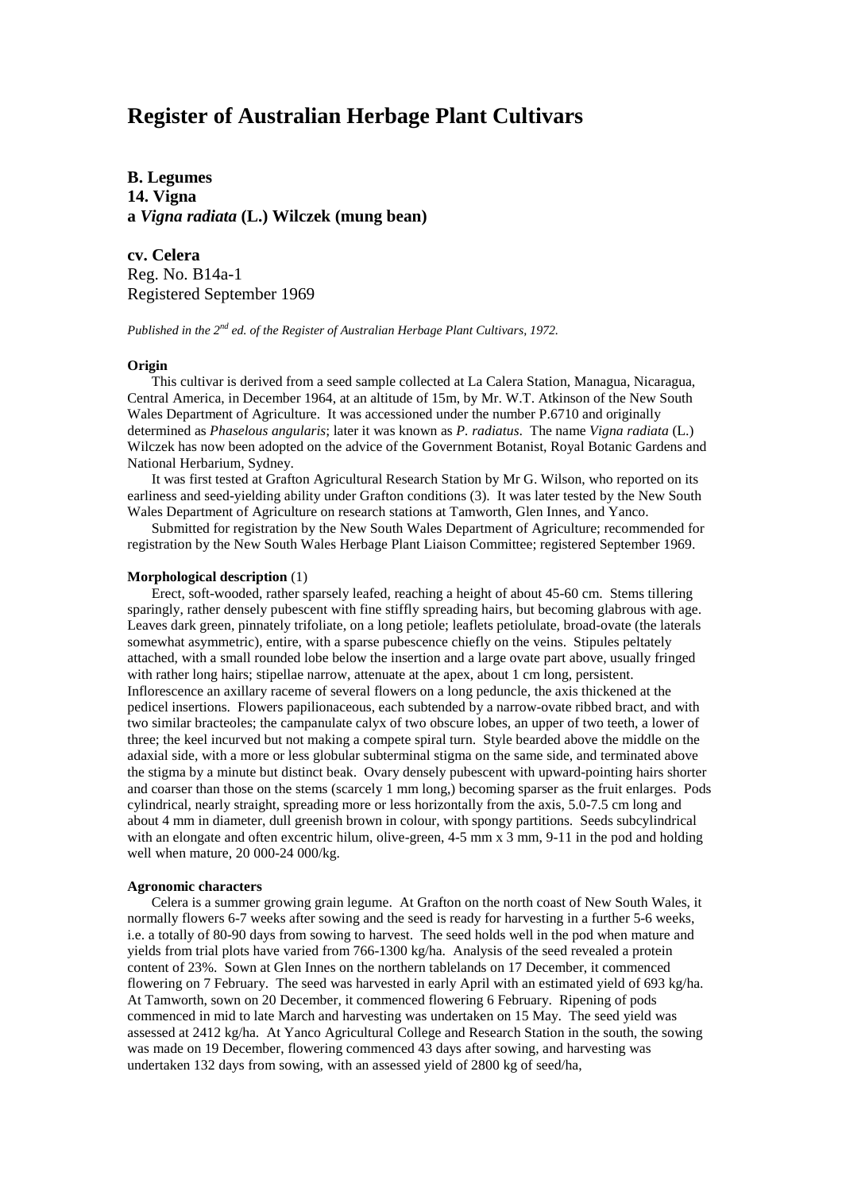# Register of Australian Herbage Plant Cultivars

**B. Legumes**
**14. Vigna**
**a *Vigna radiata* (L.) Wilczek (mung bean)**

**cv. Celera**
Reg. No. B14a-1
Registered September 1969

*Published in the 2nd ed. of the Register of Australian Herbage Plant Cultivars, 1972.*

**Origin**

This cultivar is derived from a seed sample collected at La Calera Station, Managua, Nicaragua, Central America, in December 1964, at an altitude of 15m, by Mr. W.T. Atkinson of the New South Wales Department of Agriculture. It was accessioned under the number P.6710 and originally determined as *Phaselous angularis*; later it was known as *P. radiatus*. The name *Vigna radiata* (L.) Wilczek has now been adopted on the advice of the Government Botanist, Royal Botanic Gardens and National Herbarium, Sydney.

It was first tested at Grafton Agricultural Research Station by Mr G. Wilson, who reported on its earliness and seed-yielding ability under Grafton conditions (3). It was later tested by the New South Wales Department of Agriculture on research stations at Tamworth, Glen Innes, and Yanco.

Submitted for registration by the New South Wales Department of Agriculture; recommended for registration by the New South Wales Herbage Plant Liaison Committee; registered September 1969.

**Morphological description** (1)

Erect, soft-wooded, rather sparsely leafed, reaching a height of about 45-60 cm. Stems tillering sparingly, rather densely pubescent with fine stiffly spreading hairs, but becoming glabrous with age. Leaves dark green, pinnately trifoliate, on a long petiole; leaflets petiolulate, broad-ovate (the laterals somewhat asymmetric), entire, with a sparse pubescence chiefly on the veins. Stipules peltately attached, with a small rounded lobe below the insertion and a large ovate part above, usually fringed with rather long hairs; stipellae narrow, attenuate at the apex, about 1 cm long, persistent. Inflorescence an axillary raceme of several flowers on a long peduncle, the axis thickened at the pedicel insertions. Flowers papilionaceous, each subtended by a narrow-ovate ribbed bract, and with two similar bracteoles; the campanulate calyx of two obscure lobes, an upper of two teeth, a lower of three; the keel incurved but not making a compete spiral turn. Style bearded above the middle on the adaxial side, with a more or less globular subterminal stigma on the same side, and terminated above the stigma by a minute but distinct beak. Ovary densely pubescent with upward-pointing hairs shorter and coarser than those on the stems (scarcely 1 mm long,) becoming sparser as the fruit enlarges. Pods cylindrical, nearly straight, spreading more or less horizontally from the axis, 5.0-7.5 cm long and about 4 mm in diameter, dull greenish brown in colour, with spongy partitions. Seeds subcylindrical with an elongate and often excentric hilum, olive-green, 4-5 mm x 3 mm, 9-11 in the pod and holding well when mature, 20 000-24 000/kg.

**Agronomic characters**

Celera is a summer growing grain legume. At Grafton on the north coast of New South Wales, it normally flowers 6-7 weeks after sowing and the seed is ready for harvesting in a further 5-6 weeks, i.e. a totally of 80-90 days from sowing to harvest. The seed holds well in the pod when mature and yields from trial plots have varied from 766-1300 kg/ha. Analysis of the seed revealed a protein content of 23%. Sown at Glen Innes on the northern tablelands on 17 December, it commenced flowering on 7 February. The seed was harvested in early April with an estimated yield of 693 kg/ha. At Tamworth, sown on 20 December, it commenced flowering 6 February. Ripening of pods commenced in mid to late March and harvesting was undertaken on 15 May. The seed yield was assessed at 2412 kg/ha. At Yanco Agricultural College and Research Station in the south, the sowing was made on 19 December, flowering commenced 43 days after sowing, and harvesting was undertaken 132 days from sowing, with an assessed yield of 2800 kg of seed/ha,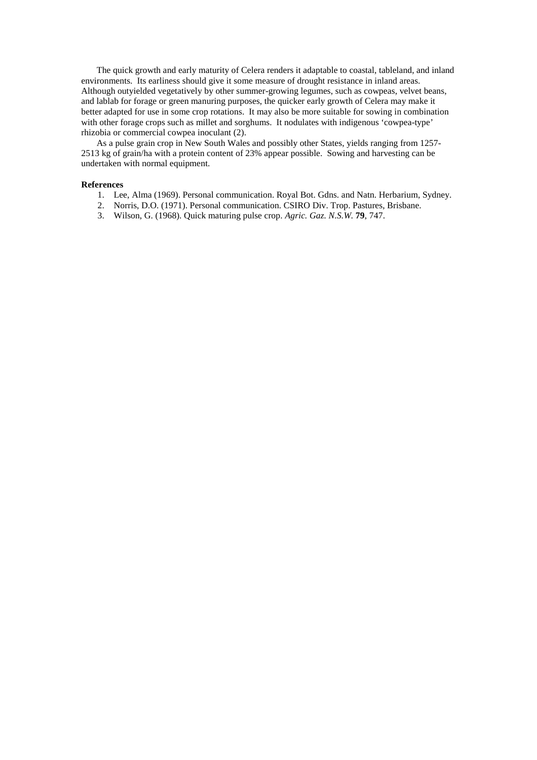The quick growth and early maturity of Celera renders it adaptable to coastal, tableland, and inland environments. Its earliness should give it some measure of drought resistance in inland areas. Although outyielded vegetatively by other summer-growing legumes, such as cowpeas, velvet beans, and lablab for forage or green manuring purposes, the quicker early growth of Celera may make it better adapted for use in some crop rotations. It may also be more suitable for sowing in combination with other forage crops such as millet and sorghums. It nodulates with indigenous 'cowpea-type' rhizobia or commercial cowpea inoculant (2).

As a pulse grain crop in New South Wales and possibly other States, yields ranging from 1257-2513 kg of grain/ha with a protein content of 23% appear possible. Sowing and harvesting can be undertaken with normal equipment.

**References**

1. Lee, Alma (1969). Personal communication. Royal Bot. Gdns. and Natn. Herbarium, Sydney.
2. Norris, D.O. (1971). Personal communication. CSIRO Div. Trop. Pastures, Brisbane.
3. Wilson, G. (1968). Quick maturing pulse crop. *Agric. Gaz. N.S.W.* **79**, 747.